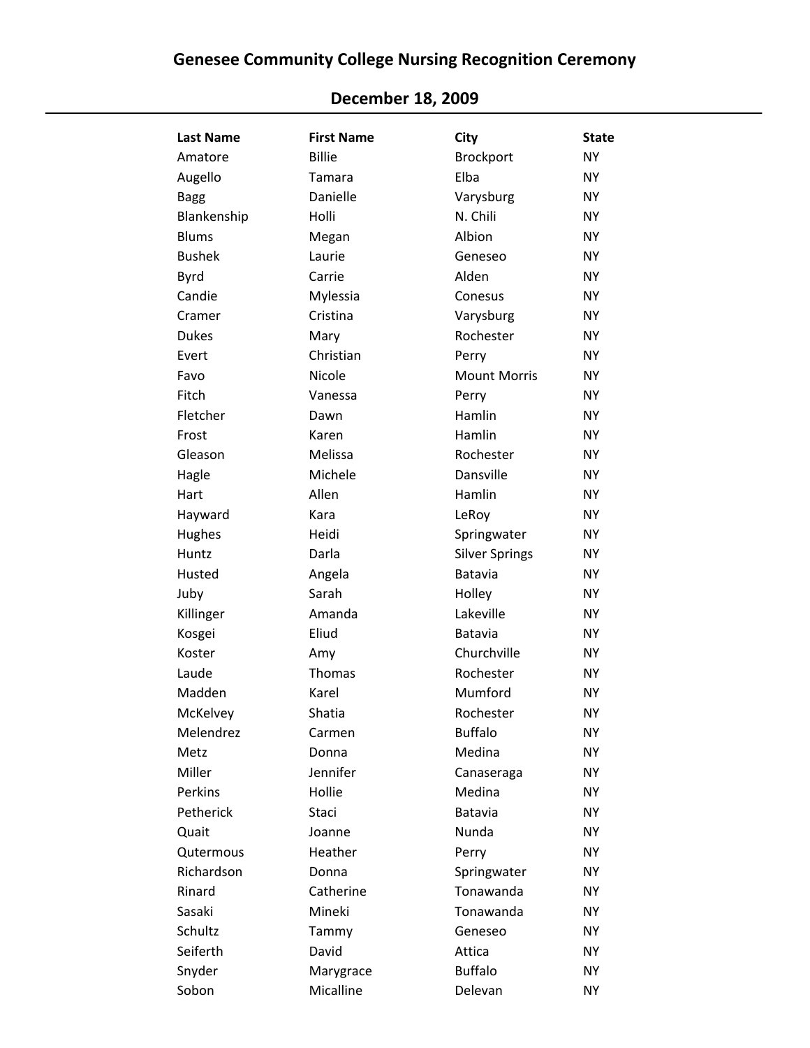# Genesee Community College Nursing Recognition Ceremony

## December 18, 2009

| Last Name | First Name | City | State |
| --- | --- | --- | --- |
| Amatore | Billie | Brockport | NY |
| Augello | Tamara | Elba | NY |
| Bagg | Danielle | Varysburg | NY |
| Blankenship | Holli | N. Chili | NY |
| Blums | Megan | Albion | NY |
| Bushek | Laurie | Geneseo | NY |
| Byrd | Carrie | Alden | NY |
| Candie | Mylessia | Conesus | NY |
| Cramer | Cristina | Varysburg | NY |
| Dukes | Mary | Rochester | NY |
| Evert | Christian | Perry | NY |
| Favo | Nicole | Mount Morris | NY |
| Fitch | Vanessa | Perry | NY |
| Fletcher | Dawn | Hamlin | NY |
| Frost | Karen | Hamlin | NY |
| Gleason | Melissa | Rochester | NY |
| Hagle | Michele | Dansville | NY |
| Hart | Allen | Hamlin | NY |
| Hayward | Kara | LeRoy | NY |
| Hughes | Heidi | Springwater | NY |
| Huntz | Darla | Silver Springs | NY |
| Husted | Angela | Batavia | NY |
| Juby | Sarah | Holley | NY |
| Killinger | Amanda | Lakeville | NY |
| Kosgei | Eliud | Batavia | NY |
| Koster | Amy | Churchville | NY |
| Laude | Thomas | Rochester | NY |
| Madden | Karel | Mumford | NY |
| McKelvey | Shatia | Rochester | NY |
| Melendrez | Carmen | Buffalo | NY |
| Metz | Donna | Medina | NY |
| Miller | Jennifer | Canaseraga | NY |
| Perkins | Hollie | Medina | NY |
| Petherick | Staci | Batavia | NY |
| Quait | Joanne | Nunda | NY |
| Qutermous | Heather | Perry | NY |
| Richardson | Donna | Springwater | NY |
| Rinard | Catherine | Tonawanda | NY |
| Sasaki | Mineki | Tonawanda | NY |
| Schultz | Tammy | Geneseo | NY |
| Seiferth | David | Attica | NY |
| Snyder | Marygrace | Buffalo | NY |
| Sobon | Micalline | Delevan | NY |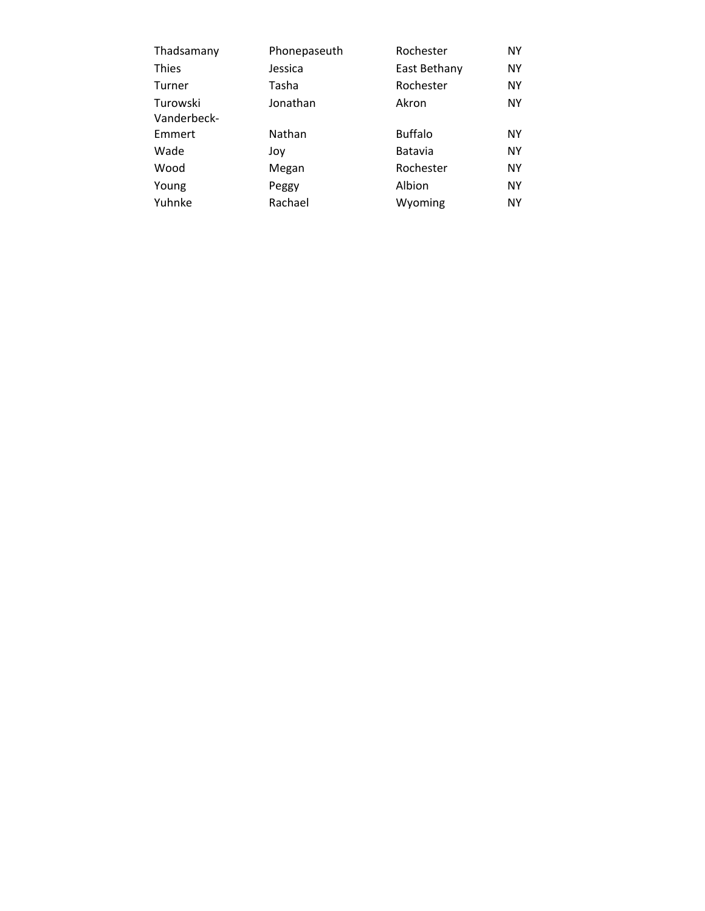| | | | |
|---|---|---|---|
| Thadsamany | Phonepaseuth | Rochester | NY |
| Thies | Jessica | East Bethany | NY |
| Turner | Tasha | Rochester | NY |
| Turowski | Jonathan | Akron | NY |
| Vanderbeck-Emmert | Nathan | Buffalo | NY |
| Wade | Joy | Batavia | NY |
| Wood | Megan | Rochester | NY |
| Young | Peggy | Albion | NY |
| Yuhnke | Rachael | Wyoming | NY |